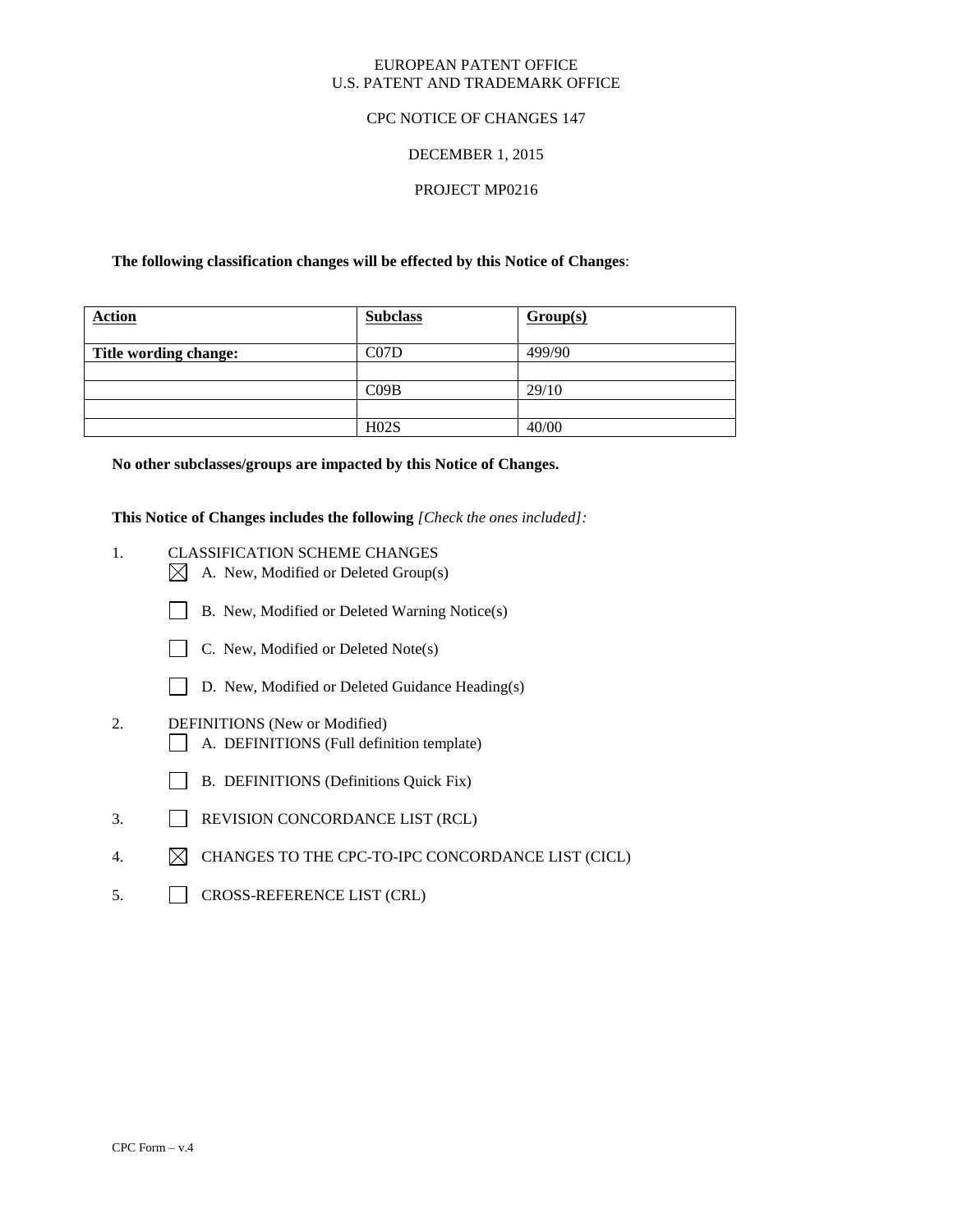EUROPEAN PATENT OFFICE
U.S. PATENT AND TRADEMARK OFFICE

CPC NOTICE OF CHANGES 147

DECEMBER 1, 2015

PROJECT MP0216

**The following classification changes will be effected by this Notice of Changes**:

| Action | Subclass | Group(s) |
|---|---|---|
| **Title wording change:** | C07D | 499/90 |
| | | |
| | C09B | 29/10 |
| | | |
| | H02S | 40/00 |

**No other subclasses/groups are impacted by this Notice of Changes.**

**This Notice of Changes includes the following** *[Check the ones included]:*

1. CLASSIFICATION SCHEME CHANGES
   - ☒ A. New, Modified or Deleted Group(s)
   - ☐ B. New, Modified or Deleted Warning Notice(s)
   - ☐ C. New, Modified or Deleted Note(s)
   - ☐ D. New, Modified or Deleted Guidance Heading(s)
2. DEFINITIONS (New or Modified)
   - ☐ A. DEFINITIONS (Full definition template)
   - ☐ B. DEFINITIONS (Definitions Quick Fix)
3. ☐ REVISION CONCORDANCE LIST (RCL)
4. ☒ CHANGES TO THE CPC-TO-IPC CONCORDANCE LIST (CICL)
5. ☐ CROSS-REFERENCE LIST (CRL)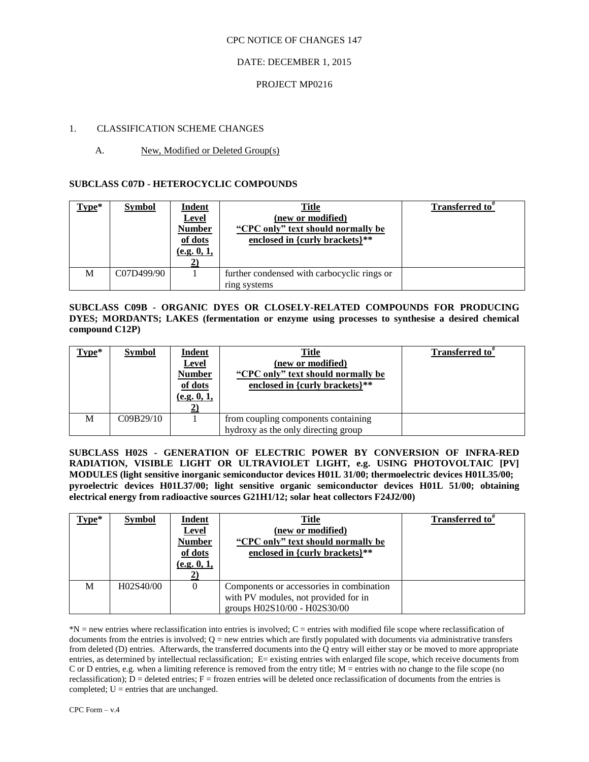CPC NOTICE OF CHANGES 147

DATE: DECEMBER 1, 2015

PROJECT MP0216

1. CLASSIFICATION SCHEME CHANGES

A. New, Modified or Deleted Group(s)

**SUBCLASS C07D - HETEROCYCLIC COMPOUNDS**

| Type* | Symbol | Indent Level Number of dots (e.g. 0, 1, 2) | Title (new or modified) "CPC only" text should normally be enclosed in {curly brackets}** | Transferred to# |
|---|---|---|---|---|
| M | C07D499/90 | 1 | further condensed with carbocyclic rings or ring systems | |

**SUBCLASS C09B - ORGANIC DYES OR CLOSELY-RELATED COMPOUNDS FOR PRODUCING DYES; MORDANTS; LAKES (fermentation or enzyme using processes to synthesise a desired chemical compound C12P)**

| Type* | Symbol | Indent Level Number of dots (e.g. 0, 1, 2) | Title (new or modified) "CPC only" text should normally be enclosed in {curly brackets}** | Transferred to# |
|---|---|---|---|---|
| M | C09B29/10 | 1 | from coupling components containing hydroxy as the only directing group | |

**SUBCLASS H02S - GENERATION OF ELECTRIC POWER BY CONVERSION OF INFRA-RED RADIATION, VISIBLE LIGHT OR ULTRAVIOLET LIGHT, e.g. USING PHOTOVOLTAIC [PV] MODULES (light sensitive inorganic semiconductor devices H01L 31/00; thermoelectric devices H01L35/00; pyroelectric devices H01L37/00; light sensitive organic semiconductor devices H01L 51/00; obtaining electrical energy from radioactive sources G21H1/12; solar heat collectors F24J2/00)**

| Type* | Symbol | Indent Level Number of dots (e.g. 0, 1, 2) | Title (new or modified) "CPC only" text should normally be enclosed in {curly brackets}** | Transferred to# |
|---|---|---|---|---|
| M | H02S40/00 | 0 | Components or accessories in combination with PV modules, not provided for in groups H02S10/00 - H02S30/00 | |

*N = new entries where reclassification into entries is involved; C = entries with modified file scope where reclassification of documents from the entries is involved; Q = new entries which are firstly populated with documents via administrative transfers from deleted (D) entries. Afterwards, the transferred documents into the Q entry will either stay or be moved to more appropriate entries, as determined by intellectual reclassification; E= existing entries with enlarged file scope, which receive documents from C or D entries, e.g. when a limiting reference is removed from the entry title; M = entries with no change to the file scope (no reclassification); D = deleted entries; F = frozen entries will be deleted once reclassification of documents from the entries is completed; U = entries that are unchanged.

CPC Form – v.4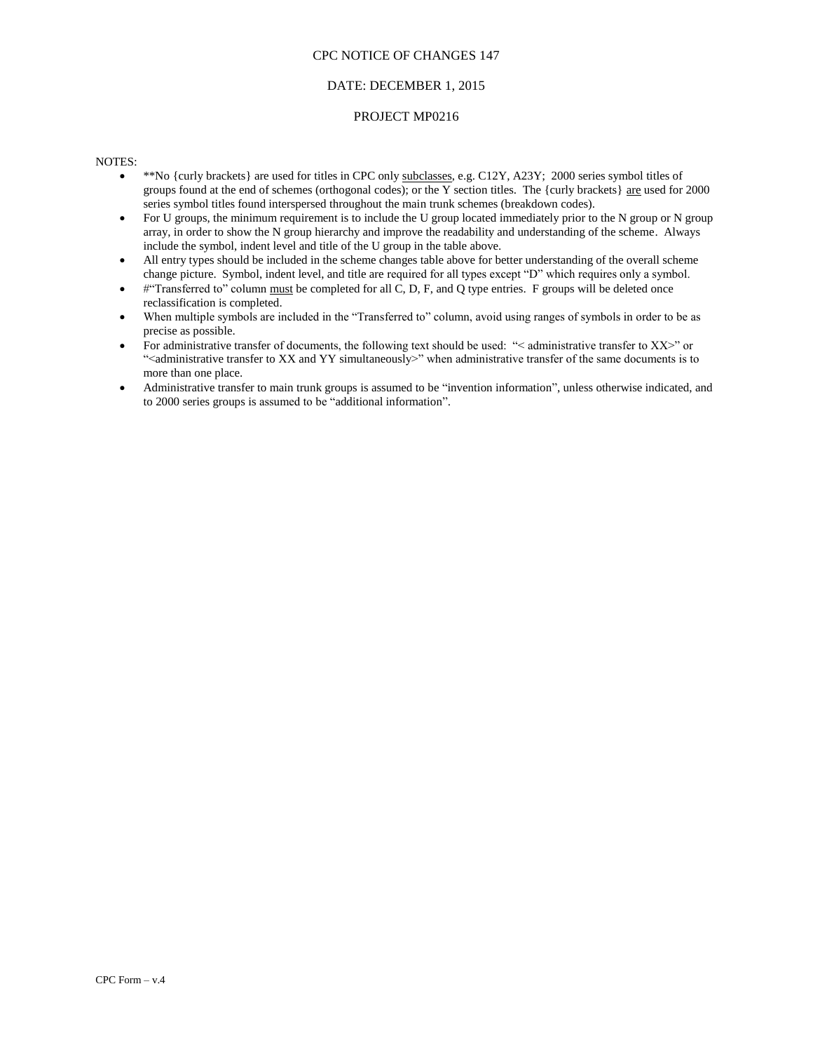CPC NOTICE OF CHANGES 147

DATE: DECEMBER 1, 2015

PROJECT MP0216

NOTES:

- **No {curly brackets} are used for titles in CPC only subclasses, e.g. C12Y, A23Y; 2000 series symbol titles of groups found at the end of schemes (orthogonal codes); or the Y section titles. The {curly brackets} are used for 2000 series symbol titles found interspersed throughout the main trunk schemes (breakdown codes).
- For U groups, the minimum requirement is to include the U group located immediately prior to the N group or N group array, in order to show the N group hierarchy and improve the readability and understanding of the scheme. Always include the symbol, indent level and title of the U group in the table above.
- All entry types should be included in the scheme changes table above for better understanding of the overall scheme change picture. Symbol, indent level, and title are required for all types except "D" which requires only a symbol.
- #"Transferred to" column must be completed for all C, D, F, and Q type entries. F groups will be deleted once reclassification is completed.
- When multiple symbols are included in the "Transferred to" column, avoid using ranges of symbols in order to be as precise as possible.
- For administrative transfer of documents, the following text should be used: "< administrative transfer to XX>" or "<administrative transfer to XX and YY simultaneously>" when administrative transfer of the same documents is to more than one place.
- Administrative transfer to main trunk groups is assumed to be "invention information", unless otherwise indicated, and to 2000 series groups is assumed to be "additional information".

CPC Form – v.4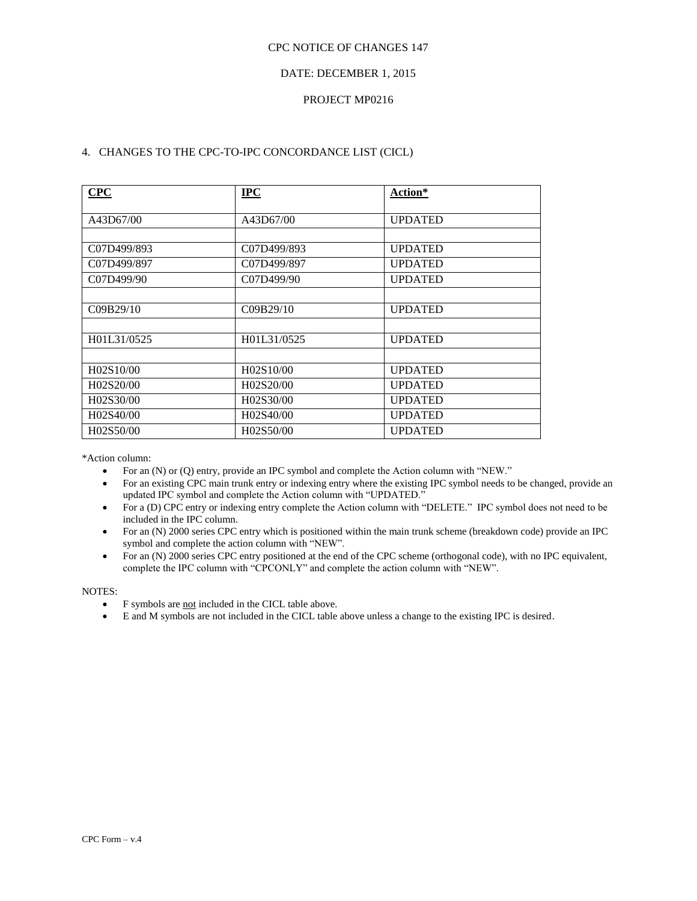CPC NOTICE OF CHANGES 147

DATE: DECEMBER 1, 2015

PROJECT MP0216

4. CHANGES TO THE CPC-TO-IPC CONCORDANCE LIST (CICL)

| **CPC** | **IPC** | **Action*** |
|---|---|---|
| A43D67/00 | A43D67/00 | UPDATED |
| | | |
| C07D499/893 | C07D499/893 | UPDATED |
| C07D499/897 | C07D499/897 | UPDATED |
| C07D499/90 | C07D499/90 | UPDATED |
| | | |
| C09B29/10 | C09B29/10 | UPDATED |
| | | |
| H01L31/0525 | H01L31/0525 | UPDATED |
| | | |
| H02S10/00 | H02S10/00 | UPDATED |
| H02S20/00 | H02S20/00 | UPDATED |
| H02S30/00 | H02S30/00 | UPDATED |
| H02S40/00 | H02S40/00 | UPDATED |
| H02S50/00 | H02S50/00 | UPDATED |

*Action column:

- For an (N) or (Q) entry, provide an IPC symbol and complete the Action column with "NEW."
- For an existing CPC main trunk entry or indexing entry where the existing IPC symbol needs to be changed, provide an updated IPC symbol and complete the Action column with "UPDATED."
- For a (D) CPC entry or indexing entry complete the Action column with "DELETE." IPC symbol does not need to be included in the IPC column.
- For an (N) 2000 series CPC entry which is positioned within the main trunk scheme (breakdown code) provide an IPC symbol and complete the action column with "NEW".
- For an (N) 2000 series CPC entry positioned at the end of the CPC scheme (orthogonal code), with no IPC equivalent, complete the IPC column with "CPCONLY" and complete the action column with "NEW".

NOTES:

- F symbols are not included in the CICL table above.
- E and M symbols are not included in the CICL table above unless a change to the existing IPC is desired.

CPC Form – v.4